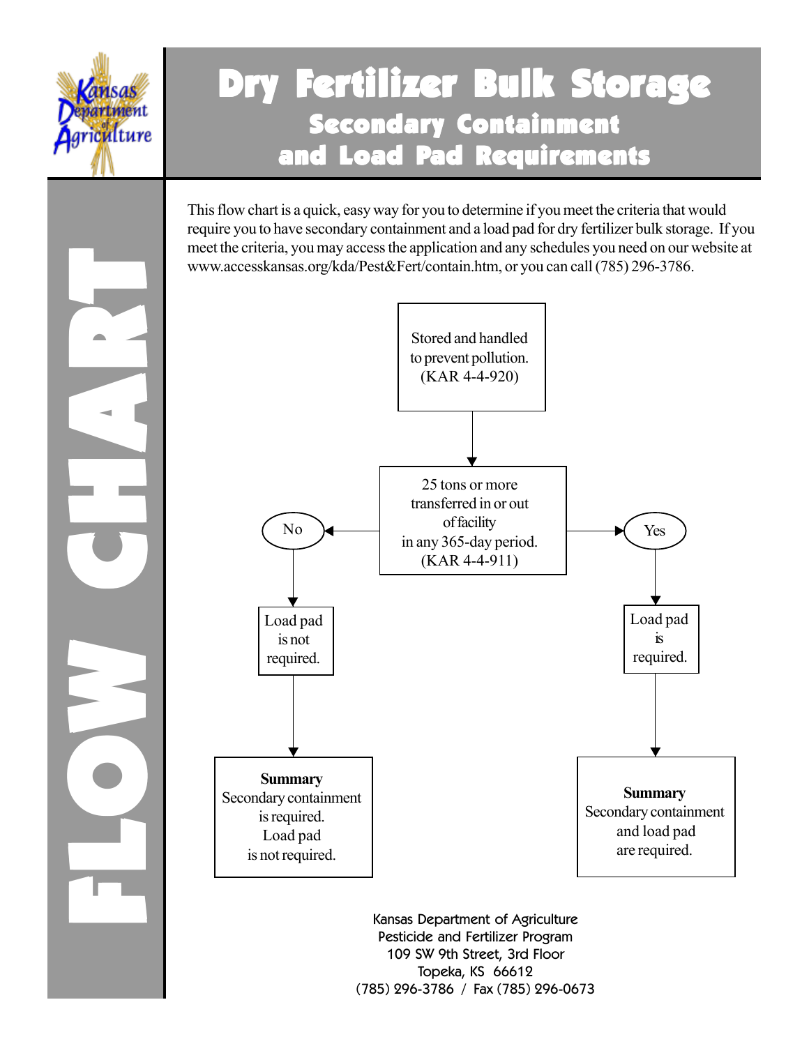# Dry Fertilizer Bulk Storage

## Secondary Containment and Load Pad Requirements

FLOW CHART

This flow chart is a quick, easy way for you to determine if you meet the criteria that would require you to have secondary containment and a load pad for dry fertilizer bulk storage. If you meet the criteria, you may access the application and any schedules you need on our website at www.accesskansas.org/kda/Pest&Fert/contain.htm, or you can call (785) 296-3786.

Stored and handled to prevent pollution. (KAR 4-4-920)

↓

25 tons or more transferred in or out of facility in any 365-day period. (KAR 4-4-911)

- **No** → Load pad is not required. → **Summary** Secondary containment is required. Load pad is not required.
- **Yes** → Load pad is required. → **Summary** Secondary containment and load pad are required.

Kansas Department of Agriculture
Pesticide and Fertilizer Program
109 SW 9th Street, 3rd Floor
Topeka, KS 66612
(785) 296-3786 / Fax (785) 296-0673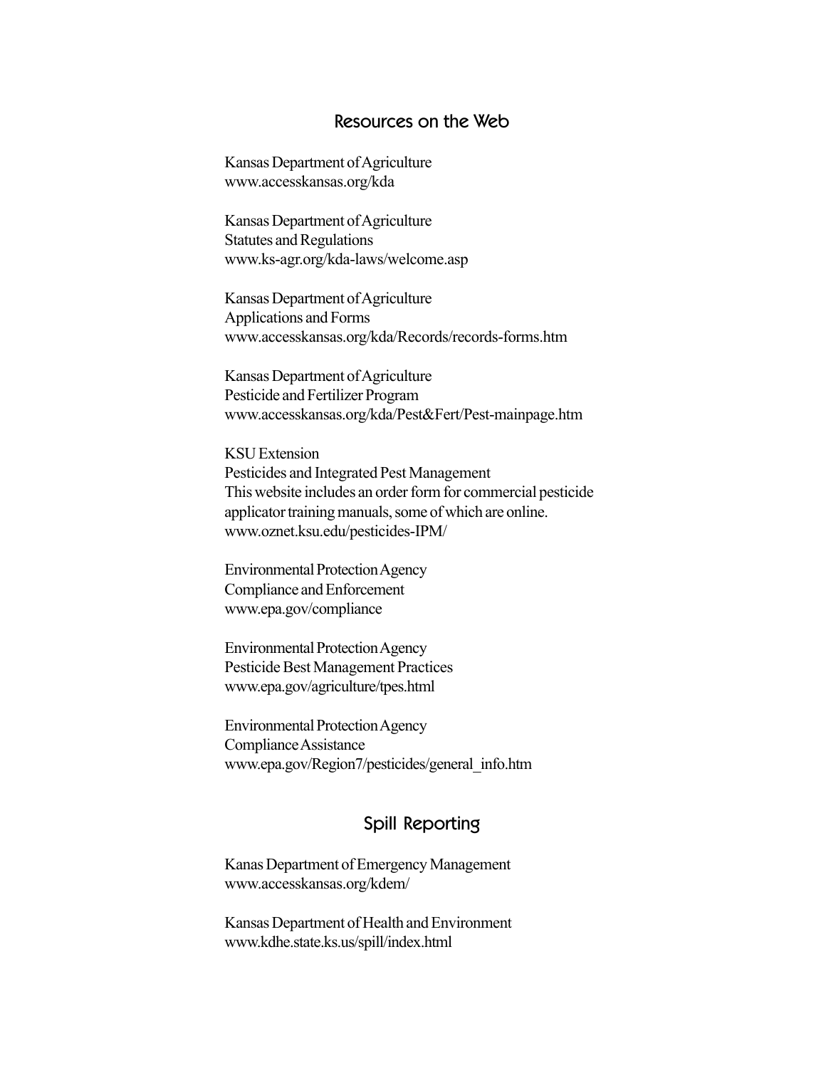## Resources on the Web

Kansas Department of Agriculture
www.accesskansas.org/kda

Kansas Department of Agriculture
Statutes and Regulations
www.ks-agr.org/kda-laws/welcome.asp

Kansas Department of Agriculture
Applications and Forms
www.accesskansas.org/kda/Records/records-forms.htm

Kansas Department of Agriculture
Pesticide and Fertilizer Program
www.accesskansas.org/kda/Pest&Fert/Pest-mainpage.htm

KSU Extension
Pesticides and Integrated Pest Management
This website includes an order form for commercial pesticide applicator training manuals, some of which are online.
www.oznet.ksu.edu/pesticides-IPM/

Environmental Protection Agency
Compliance and Enforcement
www.epa.gov/compliance

Environmental Protection Agency
Pesticide Best Management Practices
www.epa.gov/agriculture/tpes.html

Environmental Protection Agency
Compliance Assistance
www.epa.gov/Region7/pesticides/general_info.htm

## Spill Reporting

Kanas Department of Emergency Management
www.accesskansas.org/kdem/

Kansas Department of Health and Environment
www.kdhe.state.ks.us/spill/index.html